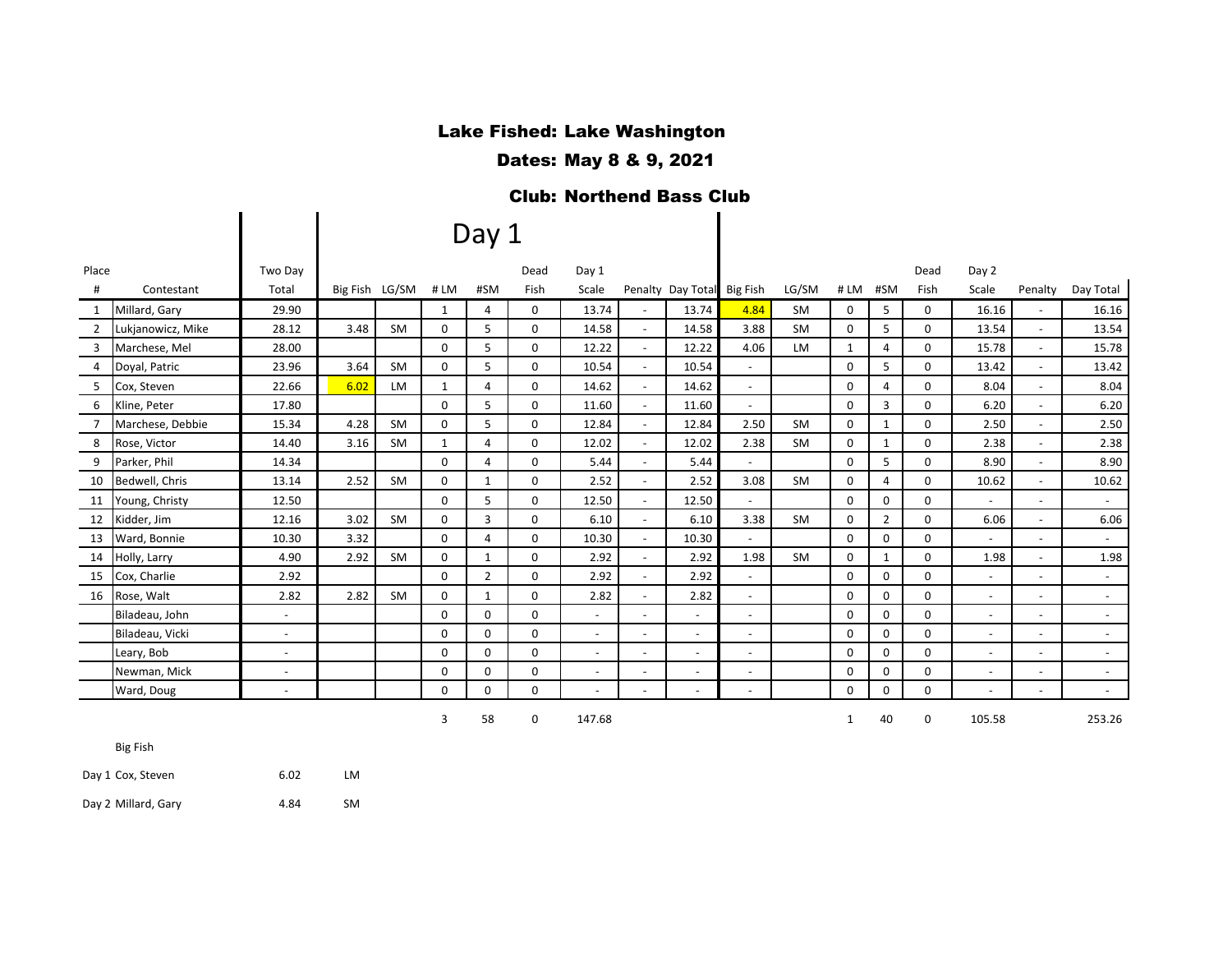**Lake Fished: Lake Washington**

**Dates: May 8 & 9, 2021**

**Club: Northend Bass Club**

| Place | | | Day 1 | | | | | | | | | | | | | | | | | |
|---|---|---|---|---|---|---|---|---|---|---|---|---|---|---|---|---|---|---|---|---|
| # | Contestant | Two Day Total | Big Fish | LG/SM | # LM | #SM | Dead Fish | Day 1 Scale | Penalty | Day Total | Big Fish | LG/SM | # LM | #SM | Dead Fish | Day 2 Scale | Penalty | Day Total |
| 1 | Millard, Gary | 29.90 | | | 1 | 4 | 0 | 13.74 | - | 13.74 | 4.84 | SM | 0 | 5 | 0 | 16.16 | - | 16.16 |
| 2 | Lukjanowicz, Mike | 28.12 | 3.48 | SM | 0 | 5 | 0 | 14.58 | - | 14.58 | 3.88 | SM | 0 | 5 | 0 | 13.54 | - | 13.54 |
| 3 | Marchese, Mel | 28.00 | | | 0 | 5 | 0 | 12.22 | - | 12.22 | 4.06 | LM | 1 | 4 | 0 | 15.78 | - | 15.78 |
| 4 | Doyal, Patric | 23.96 | 3.64 | SM | 0 | 5 | 0 | 10.54 | - | 10.54 | - | | 0 | 5 | 0 | 13.42 | - | 13.42 |
| 5 | Cox, Steven | 22.66 | 6.02 | LM | 1 | 4 | 0 | 14.62 | - | 14.62 | - | | 0 | 4 | 0 | 8.04 | - | 8.04 |
| 6 | Kline, Peter | 17.80 | | | 0 | 5 | 0 | 11.60 | - | 11.60 | - | | 0 | 3 | 0 | 6.20 | - | 6.20 |
| 7 | Marchese, Debbie | 15.34 | 4.28 | SM | 0 | 5 | 0 | 12.84 | - | 12.84 | 2.50 | SM | 0 | 1 | 0 | 2.50 | - | 2.50 |
| 8 | Rose, Victor | 14.40 | 3.16 | SM | 1 | 4 | 0 | 12.02 | - | 12.02 | 2.38 | SM | 0 | 1 | 0 | 2.38 | - | 2.38 |
| 9 | Parker, Phil | 14.34 | | | 0 | 4 | 0 | 5.44 | - | 5.44 | - | | 0 | 5 | 0 | 8.90 | - | 8.90 |
| 10 | Bedwell, Chris | 13.14 | 2.52 | SM | 0 | 1 | 0 | 2.52 | - | 2.52 | 3.08 | SM | 0 | 4 | 0 | 10.62 | - | 10.62 |
| 11 | Young, Christy | 12.50 | | | 0 | 5 | 0 | 12.50 | - | 12.50 | - | | 0 | 0 | 0 | - | - | - |
| 12 | Kidder, Jim | 12.16 | 3.02 | SM | 0 | 3 | 0 | 6.10 | - | 6.10 | 3.38 | SM | 0 | 2 | 0 | 6.06 | - | 6.06 |
| 13 | Ward, Bonnie | 10.30 | 3.32 | | 0 | 4 | 0 | 10.30 | - | 10.30 | - | | 0 | 0 | 0 | - | - | - |
| 14 | Holly, Larry | 4.90 | 2.92 | SM | 0 | 1 | 0 | 2.92 | - | 2.92 | 1.98 | SM | 0 | 1 | 0 | 1.98 | - | 1.98 |
| 15 | Cox, Charlie | 2.92 | | | 0 | 2 | 0 | 2.92 | - | 2.92 | - | | 0 | 0 | 0 | - | - | - |
| 16 | Rose, Walt | 2.82 | 2.82 | SM | 0 | 1 | 0 | 2.82 | - | 2.82 | - | | 0 | 0 | 0 | - | - | - |
| | Biladeau, John | - | | | 0 | 0 | 0 | - | - | - | - | | 0 | 0 | 0 | - | - | - |
| | Biladeau, Vicki | - | | | 0 | 0 | 0 | - | - | - | - | | 0 | 0 | 0 | - | - | - |
| | Leary, Bob | - | | | 0 | 0 | 0 | - | - | - | - | | 0 | 0 | 0 | - | - | - |
| | Newman, Mick | - | | | 0 | 0 | 0 | - | - | - | - | | 0 | 0 | 0 | - | - | - |
| | Ward, Doug | - | | | 0 | 0 | 0 | - | - | - | - | | 0 | 0 | 0 | - | - | - |
| | | | | | 3 | 58 | 0 | 147.68 | | | | | 1 | 40 | 0 | 105.58 | | 253.26 |

Big Fish

| | | | |
|---|---|---|---|
| Day 1 | Cox, Steven | 6.02 | LM |
| Day 2 | Millard, Gary | 4.84 | SM |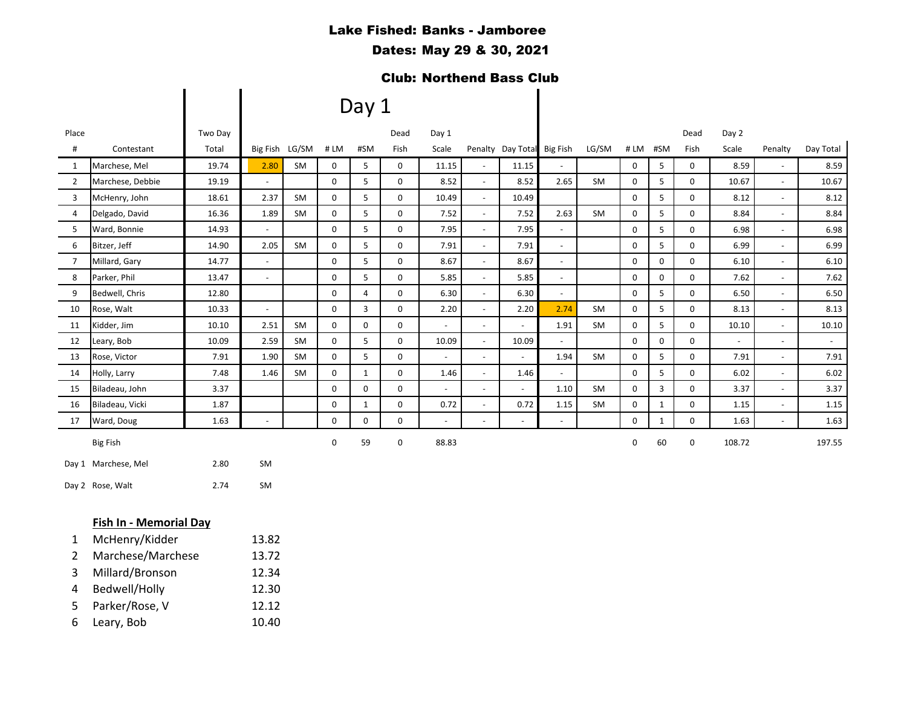**Lake Fished: Banks - Jamboree**

**Dates: May 29 & 30, 2021**

**Club: Northend Bass Club**

| Place # | Contestant | Two Day Total | Day 1 Big Fish | Day 1 LG/SM | Day 1 # LM | Day 1 #SM | Day 1 Dead Fish | Day 1 Scale | Day 1 Penalty | Day 1 Day Total | Day 2 Big Fish | Day 2 LG/SM | Day 2 # LM | Day 2 #SM | Day 2 Dead Fish | Day 2 Scale | Day 2 Penalty | Day 2 Day Total |
|---|---|---|---|---|---|---|---|---|---|---|---|---|---|---|---|---|---|---|
| 1 | Marchese, Mel | 19.74 | 2.80 | SM | 0 | 5 | 0 | 11.15 | - | 11.15 | - | | 0 | 5 | 0 | 8.59 | - | 8.59 |
| 2 | Marchese, Debbie | 19.19 | - | | 0 | 5 | 0 | 8.52 | - | 8.52 | 2.65 | SM | 0 | 5 | 0 | 10.67 | - | 10.67 |
| 3 | McHenry, John | 18.61 | 2.37 | SM | 0 | 5 | 0 | 10.49 | - | 10.49 | | | 0 | 5 | 0 | 8.12 | - | 8.12 |
| 4 | Delgado, David | 16.36 | 1.89 | SM | 0 | 5 | 0 | 7.52 | - | 7.52 | 2.63 | SM | 0 | 5 | 0 | 8.84 | - | 8.84 |
| 5 | Ward, Bonnie | 14.93 | - | | 0 | 5 | 0 | 7.95 | - | 7.95 | - | | 0 | 5 | 0 | 6.98 | - | 6.98 |
| 6 | Bitzer, Jeff | 14.90 | 2.05 | SM | 0 | 5 | 0 | 7.91 | - | 7.91 | - | | 0 | 5 | 0 | 6.99 | - | 6.99 |
| 7 | Millard, Gary | 14.77 | - | | 0 | 5 | 0 | 8.67 | - | 8.67 | - | | 0 | 0 | 0 | 6.10 | - | 6.10 |
| 8 | Parker, Phil | 13.47 | - | | 0 | 5 | 0 | 5.85 | - | 5.85 | - | | 0 | 0 | 0 | 7.62 | - | 7.62 |
| 9 | Bedwell, Chris | 12.80 | | | 0 | 4 | 0 | 6.30 | - | 6.30 | - | | 0 | 5 | 0 | 6.50 | - | 6.50 |
| 10 | Rose, Walt | 10.33 | - | | 0 | 3 | 0 | 2.20 | - | 2.20 | 2.74 | SM | 0 | 5 | 0 | 8.13 | - | 8.13 |
| 11 | Kidder, Jim | 10.10 | 2.51 | SM | 0 | 0 | 0 | - | - | - | 1.91 | SM | 0 | 5 | 0 | 10.10 | - | 10.10 |
| 12 | Leary, Bob | 10.09 | 2.59 | SM | 0 | 5 | 0 | 10.09 | - | 10.09 | - | | 0 | 0 | 0 | - | - | - |
| 13 | Rose, Victor | 7.91 | 1.90 | SM | 0 | 5 | 0 | - | - | - | 1.94 | SM | 0 | 5 | 0 | 7.91 | - | 7.91 |
| 14 | Holly, Larry | 7.48 | 1.46 | SM | 0 | 1 | 0 | 1.46 | - | 1.46 | - | | 0 | 5 | 0 | 6.02 | - | 6.02 |
| 15 | Biladeau, John | 3.37 | | | 0 | 0 | 0 | - | - | - | 1.10 | SM | 0 | 3 | 0 | 3.37 | - | 3.37 |
| 16 | Biladeau, Vicki | 1.87 | | | 0 | 1 | 0 | 0.72 | - | 0.72 | 1.15 | SM | 0 | 1 | 0 | 1.15 | - | 1.15 |
| 17 | Ward, Doug | 1.63 | - | | 0 | 0 | 0 | - | - | - | - | | 0 | 1 | 0 | 1.63 | - | 1.63 |
| | | | | | 0 | 59 | 0 | 88.83 | | | | | 0 | 60 | 0 | 108.72 | | 197.55 |

**Big Fish**

| | | | |
|---|---|---|---|
| Day 1 | Marchese, Mel | 2.80 | SM |
| Day 2 | Rose, Walt | 2.74 | SM |

**Fish In - Memorial Day**

| | | |
|---|---|---|
| 1 | McHenry/Kidder | 13.82 |
| 2 | Marchese/Marchese | 13.72 |
| 3 | Millard/Bronson | 12.34 |
| 4 | Bedwell/Holly | 12.30 |
| 5 | Parker/Rose, V | 12.12 |
| 6 | Leary, Bob | 10.40 |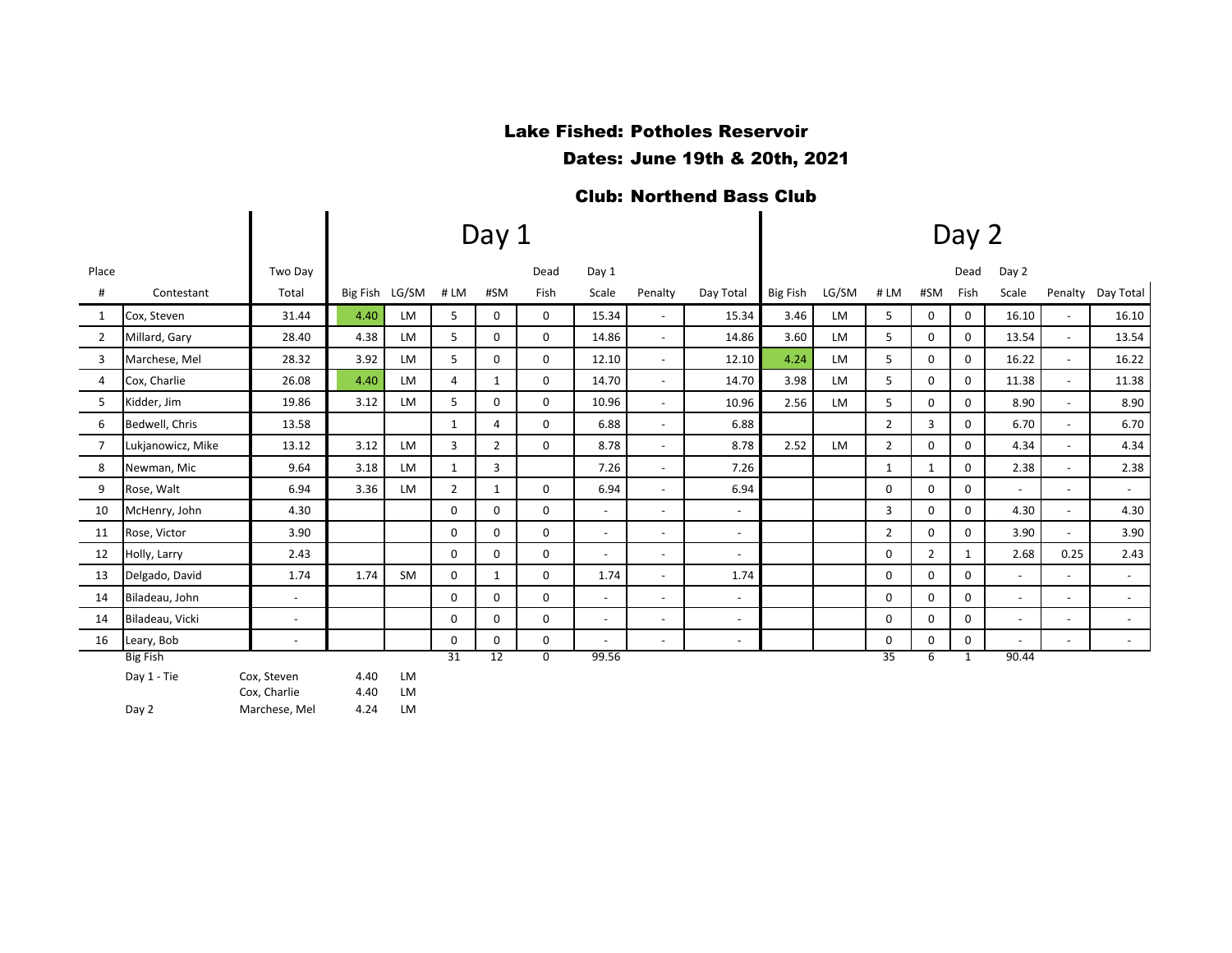### Lake Fished: Potholes Reservoir

### Dates: June 19th & 20th, 2021

### Club: Northend Bass Club

| Place | | Two Day | Day 1 | | | | | | | | Day 2 | | | | | | | |
|---|---|---|---|---|---|---|---|---|---|---|---|---|---|---|---|---|---|---|
| | | | | | | | Dead | Day 1 | | | | | | | Dead | Day 2 | | |
| # | Contestant | Total | Big Fish | LG/SM | # LM | #SM | Fish | Scale | Penalty | Day Total | Big Fish | LG/SM | # LM | #SM | Fish | Scale | Penalty | Day Total |
| 1 | Cox, Steven | 31.44 | 4.40 | LM | 5 | 0 | 0 | 15.34 | - | 15.34 | 3.46 | LM | 5 | 0 | 0 | 16.10 | - | 16.10 |
| 2 | Millard, Gary | 28.40 | 4.38 | LM | 5 | 0 | 0 | 14.86 | - | 14.86 | 3.60 | LM | 5 | 0 | 0 | 13.54 | - | 13.54 |
| 3 | Marchese, Mel | 28.32 | 3.92 | LM | 5 | 0 | 0 | 12.10 | - | 12.10 | 4.24 | LM | 5 | 0 | 0 | 16.22 | - | 16.22 |
| 4 | Cox, Charlie | 26.08 | 4.40 | LM | 4 | 1 | 0 | 14.70 | - | 14.70 | 3.98 | LM | 5 | 0 | 0 | 11.38 | - | 11.38 |
| 5 | Kidder, Jim | 19.86 | 3.12 | LM | 5 | 0 | 0 | 10.96 | - | 10.96 | 2.56 | LM | 5 | 0 | 0 | 8.90 | - | 8.90 |
| 6 | Bedwell, Chris | 13.58 | | | 1 | 4 | 0 | 6.88 | - | 6.88 | | | 2 | 3 | 0 | 6.70 | - | 6.70 |
| 7 | Lukjanowicz, Mike | 13.12 | 3.12 | LM | 3 | 2 | 0 | 8.78 | - | 8.78 | 2.52 | LM | 2 | 0 | 0 | 4.34 | - | 4.34 |
| 8 | Newman, Mic | 9.64 | 3.18 | LM | 1 | 3 | | 7.26 | - | 7.26 | | | 1 | 1 | 0 | 2.38 | - | 2.38 |
| 9 | Rose, Walt | 6.94 | 3.36 | LM | 2 | 1 | 0 | 6.94 | - | 6.94 | | | 0 | 0 | 0 | - | - | - |
| 10 | McHenry, John | 4.30 | | | 0 | 0 | 0 | - | - | - | | | 3 | 0 | 0 | 4.30 | - | 4.30 |
| 11 | Rose, Victor | 3.90 | | | 0 | 0 | 0 | - | - | - | | | 2 | 0 | 0 | 3.90 | - | 3.90 |
| 12 | Holly, Larry | 2.43 | | | 0 | 0 | 0 | - | - | - | | | 0 | 2 | 1 | 2.68 | 0.25 | 2.43 |
| 13 | Delgado, David | 1.74 | 1.74 | SM | 0 | 1 | 0 | 1.74 | - | 1.74 | | | 0 | 0 | 0 | - | - | - |
| 14 | Biladeau, John | - | | | 0 | 0 | 0 | - | - | - | | | 0 | 0 | 0 | - | - | - |
| 14 | Biladeau, Vicki | - | | | 0 | 0 | 0 | - | - | - | | | 0 | 0 | 0 | - | - | - |
| 16 | Leary, Bob | - | | | 0 | 0 | 0 | - | - | - | | | 0 | 0 | 0 | - | - | - |
| | | | | | 31 | 12 | 0 | 99.56 | | | | | 35 | 6 | 1 | 90.44 | | |

| Big Fish | | | |
|---|---|---|---|
| Day 1 - Tie | Cox, Steven | 4.40 | LM |
| | Cox, Charlie | 4.40 | LM |
| Day 2 | Marchese, Mel | 4.24 | LM |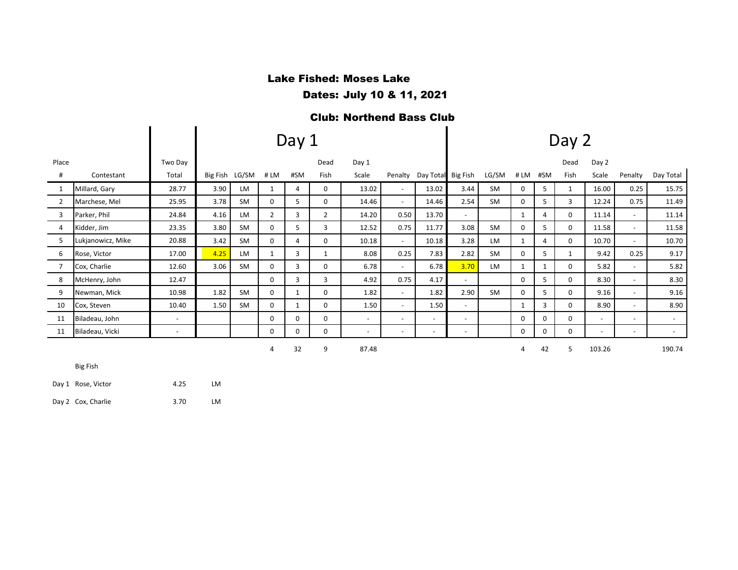**Lake Fished: Moses Lake**

**Dates: July 10 & 11, 2021**

**Club: Northend Bass Club**

| Place # | Contestant | Two Day Total | Day 1 Big Fish | Day 1 LG/SM | Day 1 # LM | Day 1 #SM | Day 1 Dead Fish | Day 1 Scale | Day 1 Penalty | Day 1 Day Total | Day 2 Big Fish | Day 2 LG/SM | Day 2 # LM | Day 2 #SM | Day 2 Dead Fish | Day 2 Scale | Day 2 Penalty | Day 2 Day Total |
|---|---|---|---|---|---|---|---|---|---|---|---|---|---|---|---|---|---|---|
| 1 | Millard, Gary | 28.77 | 3.90 | LM | 1 | 4 | 0 | 13.02 | - | 13.02 | 3.44 | SM | 0 | 5 | 1 | 16.00 | 0.25 | 15.75 |
| 2 | Marchese, Mel | 25.95 | 3.78 | SM | 0 | 5 | 0 | 14.46 | - | 14.46 | 2.54 | SM | 0 | 5 | 3 | 12.24 | 0.75 | 11.49 |
| 3 | Parker, Phil | 24.84 | 4.16 | LM | 2 | 3 | 2 | 14.20 | 0.50 | 13.70 | - | | 1 | 4 | 0 | 11.14 | - | 11.14 |
| 4 | Kidder, Jim | 23.35 | 3.80 | SM | 0 | 5 | 3 | 12.52 | 0.75 | 11.77 | 3.08 | SM | 0 | 5 | 0 | 11.58 | - | 11.58 |
| 5 | Lukjanowicz, Mike | 20.88 | 3.42 | SM | 0 | 4 | 0 | 10.18 | - | 10.18 | 3.28 | LM | 1 | 4 | 0 | 10.70 | - | 10.70 |
| 6 | Rose, Victor | 17.00 | 4.25 | LM | 1 | 3 | 1 | 8.08 | 0.25 | 7.83 | 2.82 | SM | 0 | 5 | 1 | 9.42 | 0.25 | 9.17 |
| 7 | Cox, Charlie | 12.60 | 3.06 | SM | 0 | 3 | 0 | 6.78 | - | 6.78 | 3.70 | LM | 1 | 1 | 0 | 5.82 | - | 5.82 |
| 8 | McHenry, John | 12.47 | | | 0 | 3 | 3 | 4.92 | 0.75 | 4.17 | - | | 0 | 5 | 0 | 8.30 | - | 8.30 |
| 9 | Newman, Mick | 10.98 | 1.82 | SM | 0 | 1 | 0 | 1.82 | - | 1.82 | 2.90 | SM | 0 | 5 | 0 | 9.16 | - | 9.16 |
| 10 | Cox, Steven | 10.40 | 1.50 | SM | 0 | 1 | 0 | 1.50 | - | 1.50 | - | | 1 | 3 | 0 | 8.90 | - | 8.90 |
| 11 | Biladeau, John | - | | | 0 | 0 | 0 | - | - | - | - | | 0 | 0 | 0 | - | - | - |
| 11 | Biladeau, Vicki | - | | | 0 | 0 | 0 | - | - | - | - | | 0 | 0 | 0 | - | - | - |
| | | | | | 4 | 32 | 9 | 87.48 | | | | | 4 | 42 | 5 | 103.26 | | 190.74 |

Big Fish

| | | | |
|---|---|---|---|
| Day 1 | Rose, Victor | 4.25 | LM |
| Day 2 | Cox, Charlie | 3.70 | LM |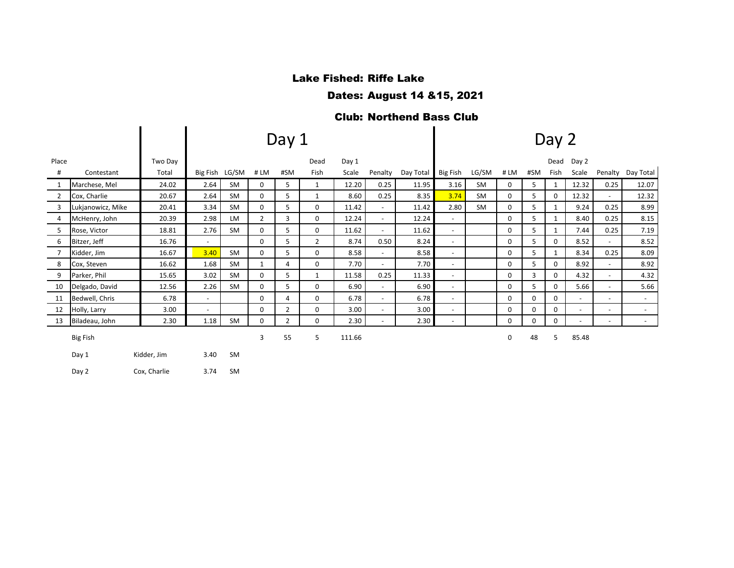## Lake Fished: Riffe Lake

## Dates: August 14 &15, 2021

## Club: Northend Bass Club

| Place # | Contestant | Two Day Total | Day 1 Big Fish | Day 1 LG/SM | Day 1 # LM | Day 1 #SM | Day 1 Dead Fish | Day 1 Scale | Day 1 Penalty | Day 1 Day Total | Day 2 Big Fish | Day 2 LG/SM | Day 2 # LM | Day 2 #SM | Day 2 Dead Fish | Day 2 Scale | Day 2 Penalty | Day 2 Day Total |
|---|---|---|---|---|---|---|---|---|---|---|---|---|---|---|---|---|---|---|
| 1 | Marchese, Mel | 24.02 | 2.64 | SM | 0 | 5 | 1 | 12.20 | 0.25 | 11.95 | 3.16 | SM | 0 | 5 | 1 | 12.32 | 0.25 | 12.07 |
| 2 | Cox, Charlie | 20.67 | 2.64 | SM | 0 | 5 | 1 | 8.60 | 0.25 | 8.35 | 3.74 | SM | 0 | 5 | 0 | 12.32 | - | 12.32 |
| 3 | Lukjanowicz, Mike | 20.41 | 3.34 | SM | 0 | 5 | 0 | 11.42 | - | 11.42 | 2.80 | SM | 0 | 5 | 1 | 9.24 | 0.25 | 8.99 |
| 4 | McHenry, John | 20.39 | 2.98 | LM | 2 | 3 | 0 | 12.24 | - | 12.24 | - | | 0 | 5 | 1 | 8.40 | 0.25 | 8.15 |
| 5 | Rose, Victor | 18.81 | 2.76 | SM | 0 | 5 | 0 | 11.62 | - | 11.62 | - | | 0 | 5 | 1 | 7.44 | 0.25 | 7.19 |
| 6 | Bitzer, Jeff | 16.76 | - | | 0 | 5 | 2 | 8.74 | 0.50 | 8.24 | - | | 0 | 5 | 0 | 8.52 | - | 8.52 |
| 7 | Kidder, Jim | 16.67 | 3.40 | SM | 0 | 5 | 0 | 8.58 | - | 8.58 | - | | 0 | 5 | 1 | 8.34 | 0.25 | 8.09 |
| 8 | Cox, Steven | 16.62 | 1.68 | SM | 1 | 4 | 0 | 7.70 | - | 7.70 | - | | 0 | 5 | 0 | 8.92 | - | 8.92 |
| 9 | Parker, Phil | 15.65 | 3.02 | SM | 0 | 5 | 1 | 11.58 | 0.25 | 11.33 | - | | 0 | 3 | 0 | 4.32 | - | 4.32 |
| 10 | Delgado, David | 12.56 | 2.26 | SM | 0 | 5 | 0 | 6.90 | - | 6.90 | - | | 0 | 5 | 0 | 5.66 | - | 5.66 |
| 11 | Bedwell, Chris | 6.78 | - | | 0 | 4 | 0 | 6.78 | - | 6.78 | - | | 0 | 0 | 0 | - | - | - |
| 12 | Holly, Larry | 3.00 | - | | 0 | 2 | 0 | 3.00 | - | 3.00 | - | | 0 | 0 | 0 | - | - | - |
| 13 | Biladeau, John | 2.30 | 1.18 | SM | 0 | 2 | 0 | 2.30 | - | 2.30 | - | | 0 | 0 | 0 | - | - | - |
| | Big Fish | | | | 3 | 55 | 5 | 111.66 | | | | | 0 | 48 | 5 | 85.48 | | |

| Big Fish | | | |
|---|---|---|---|
| Day 1 | Kidder, Jim | 3.40 | SM |
| Day 2 | Cox, Charlie | 3.74 | SM |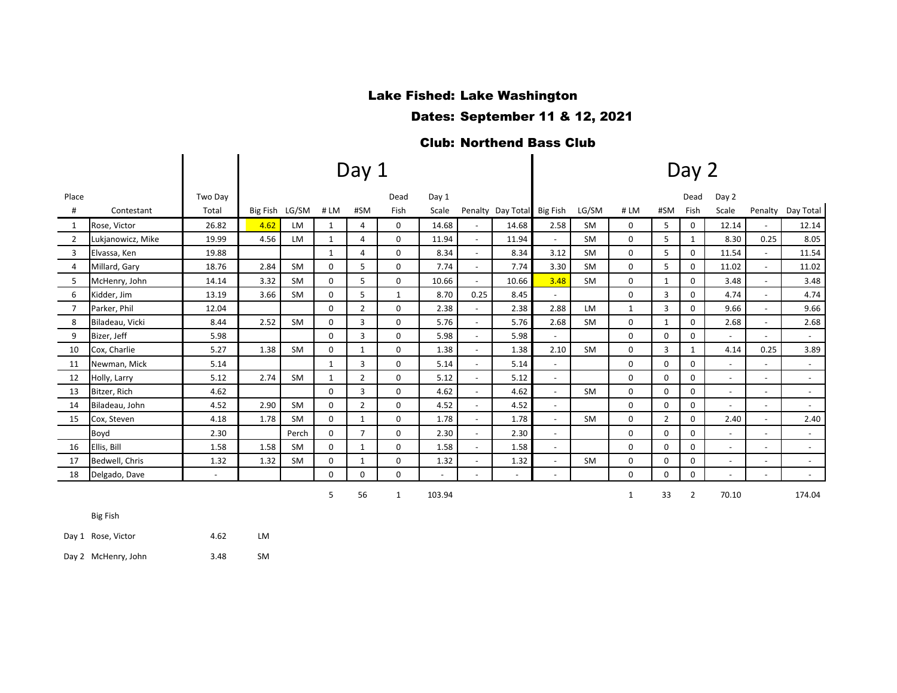**Lake Fished: Lake Washington**

**Dates: September 11 & 12, 2021**

**Club: Northend Bass Club**

| Place # | Contestant | Two Day Total | Day 1 Big Fish | Day 1 LG/SM | Day 1 # LM | Day 1 #SM | Day 1 Dead Fish | Day 1 Scale | Day 1 Penalty | Day 1 Day Total | Day 2 Big Fish | Day 2 LG/SM | Day 2 # LM | Day 2 #SM | Day 2 Dead Fish | Day 2 Scale | Day 2 Penalty | Day 2 Day Total |
|---|---|---|---|---|---|---|---|---|---|---|---|---|---|---|---|---|---|---|
| 1 | Rose, Victor | 26.82 | 4.62 | LM | 1 | 4 | 0 | 14.68 | - | 14.68 | 2.58 | SM | 0 | 5 | 0 | 12.14 | - | 12.14 |
| 2 | Lukjanowicz, Mike | 19.99 | 4.56 | LM | 1 | 4 | 0 | 11.94 | - | 11.94 | - | SM | 0 | 5 | 1 | 8.30 | 0.25 | 8.05 |
| 3 | Elvassa, Ken | 19.88 | | | 1 | 4 | 0 | 8.34 | - | 8.34 | 3.12 | SM | 0 | 5 | 0 | 11.54 | - | 11.54 |
| 4 | Millard, Gary | 18.76 | 2.84 | SM | 0 | 5 | 0 | 7.74 | - | 7.74 | 3.30 | SM | 0 | 5 | 0 | 11.02 | - | 11.02 |
| 5 | McHenry, John | 14.14 | 3.32 | SM | 0 | 5 | 0 | 10.66 | - | 10.66 | 3.48 | SM | 0 | 1 | 0 | 3.48 | - | 3.48 |
| 6 | Kidder, Jim | 13.19 | 3.66 | SM | 0 | 5 | 1 | 8.70 | 0.25 | 8.45 | - | | 0 | 3 | 0 | 4.74 | - | 4.74 |
| 7 | Parker, Phil | 12.04 | | | 0 | 2 | 0 | 2.38 | - | 2.38 | 2.88 | LM | 1 | 3 | 0 | 9.66 | - | 9.66 |
| 8 | Biladeau, Vicki | 8.44 | 2.52 | SM | 0 | 3 | 0 | 5.76 | - | 5.76 | 2.68 | SM | 0 | 1 | 0 | 2.68 | - | 2.68 |
| 9 | Bizer, Jeff | 5.98 | | | 0 | 3 | 0 | 5.98 | - | 5.98 | - | | 0 | 0 | 0 | - | - | - |
| 10 | Cox, Charlie | 5.27 | 1.38 | SM | 0 | 1 | 0 | 1.38 | - | 1.38 | 2.10 | SM | 0 | 3 | 1 | 4.14 | 0.25 | 3.89 |
| 11 | Newman, Mick | 5.14 | | | 1 | 3 | 0 | 5.14 | - | 5.14 | - | | 0 | 0 | 0 | - | - | - |
| 12 | Holly, Larry | 5.12 | 2.74 | SM | 1 | 2 | 0 | 5.12 | - | 5.12 | - | | 0 | 0 | 0 | - | - | - |
| 13 | Bitzer, Rich | 4.62 | | | 0 | 3 | 0 | 4.62 | - | 4.62 | - | SM | 0 | 0 | 0 | - | - | - |
| 14 | Biladeau, John | 4.52 | 2.90 | SM | 0 | 2 | 0 | 4.52 | - | 4.52 | - | | 0 | 0 | 0 | - | - | - |
| 15 | Cox, Steven | 4.18 | 1.78 | SM | 0 | 1 | 0 | 1.78 | - | 1.78 | - | SM | 0 | 2 | 0 | 2.40 | - | 2.40 |
| | Boyd | 2.30 | | Perch | 0 | 7 | 0 | 2.30 | - | 2.30 | - | | 0 | 0 | 0 | - | - | - |
| 16 | Ellis, Bill | 1.58 | 1.58 | SM | 0 | 1 | 0 | 1.58 | - | 1.58 | - | | 0 | 0 | 0 | - | - | - |
| 17 | Bedwell, Chris | 1.32 | 1.32 | SM | 0 | 1 | 0 | 1.32 | - | 1.32 | - | SM | 0 | 0 | 0 | - | - | - |
| 18 | Delgado, Dave | - | | | 0 | 0 | 0 | - | - | - | - | | 0 | 0 | 0 | - | - | - |
| | | | | | 5 | 56 | 1 | 103.94 | | | | | 1 | 33 | 2 | 70.10 | | 174.04 |

Big Fish

| | | | |
|---|---|---|---|
| Day 1 | Rose, Victor | 4.62 | LM |
| Day 2 | McHenry, John | 3.48 | SM |